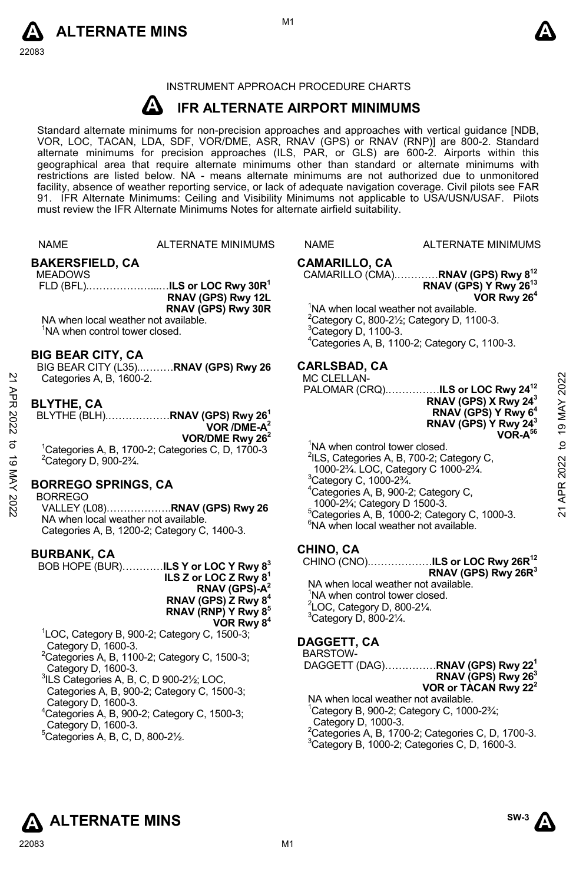# INSTRUMENT APPROACH PROCEDURE CHARTS

## IFR ALTERNATE AIRPORT MINIMUMS

Standard alternate minimums for non-precision approaches and approaches with vertical guidance [NDB, VOR, LOC, TACAN, LDA, SDF, VOR/DME, ASR, RNAV (GPS) or RNAV (RNP)] are 800-2. Standard alternate minimums for precision approaches (ILS, PAR, or GLS) are 600-2. Airports within this geographical area that require alternate minimums other than standard or alternate minimums with restrictions are listed below. NA - means alternate minimums are not authorized due to unmonitored facility, absence of weather reporting service, or lack of adequate navigation coverage. Civil pilots see FAR 91. IFR Alternate Minimums: Ceiling and Visibility Minimums not applicable to USA/USN/USAF. Pilots must review the IFR Alternate Minimums Notes for alternate airfield suitability.

| NAME | ALTERNATE MINIMUMS |
|---|---|

### BAKERSFIELD, CA

MEADOWS FLD (BFL)……………………**ILS or LOC Rwy 30R[1]**
**RNAV (GPS) Rwy 12L**
**RNAV (GPS) Rwy 30R**

NA when local weather not available.
[1]NA when control tower closed.

### BIG BEAR CITY, CA

BIG BEAR CITY (L35)…………**RNAV (GPS) Rwy 26**
Categories A, B, 1600-2.

### BLYTHE, CA

BLYTHE (BLH)………………**RNAV (GPS) Rwy 26[1]**
**VOR /DME-A[2]**
**VOR/DME Rwy 26[2]**

[1]Categories A, B, 1700-2; Categories C, D, 1700-3
[2]Category D, 900-2¾.

### BORREGO SPRINGS, CA

BORREGO VALLEY (L08)………………**RNAV (GPS) Rwy 26**
NA when local weather not available.
Categories A, B, 1200-2; Category C, 1400-3.

### BURBANK, CA

BOB HOPE (BUR)…………**ILS Y or LOC Y Rwy 8[3]**
**ILS Z or LOC Z Rwy 8[1]**
**RNAV (GPS)-A[2]**
**RNAV (GPS) Z Rwy 8[4]**
**RNAV (RNP) Y Rwy 8[5]**
**VOR Rwy 8[4]**

[1]LOC, Category B, 900-2; Category C, 1500-3; Category D, 1600-3.
[2]Categories A, B, 1100-2; Category C, 1500-3; Category D, 1600-3.
[3]ILS Categories A, B, C, D 900-2½; LOC, Categories A, B, 900-2; Category C, 1500-3; Category D, 1600-3.
[4]Categories A, B, 900-2; Category C, 1500-3; Category D, 1600-3.
[5]Categories A, B, C, D, 800-2½.

### CAMARILLO, CA

CAMARILLO (CMA)…………**RNAV (GPS) Rwy 8[12]**
**RNAV (GPS) Y Rwy 26[13]**
**VOR Rwy 26[4]**

[1]NA when local weather not available.
[2]Category C, 800-2½; Category D, 1100-3.
[3]Category D, 1100-3.
[4]Categories A, B, 1100-2; Category C, 1100-3.

### CARLSBAD, CA

MC CLELLAN-PALOMAR (CRQ)……………**ILS or LOC Rwy 24[12]**
**RNAV (GPS) X Rwy 24[3]**
**RNAV (GPS) Y Rwy 6[4]**
**RNAV (GPS) Y Rwy 24[3]**
**VOR-A[56]**

[1]NA when control tower closed.
[2]ILS, Categories A, B, 700-2; Category C, 1000-2¾. LOC, Category C 1000-2¾.
[3]Category C, 1000-2¾.
[4]Categories A, B, 900-2; Category C, 1000-2¾; Category D 1500-3.
[5]Categories A, B, 1000-2; Category C, 1000-3.
[6]NA when local weather not available.

### CHINO, CA

CHINO (CNO)………………**ILS or LOC Rwy 26R[12]**
**RNAV (GPS) Rwy 26R[3]**

NA when local weather not available.
[1]NA when control tower closed.
[2]LOC, Category D, 800-2¼.
[3]Category D, 800-2¼.

### DAGGETT, CA

BARSTOW-DAGGETT (DAG)……………**RNAV (GPS) Rwy 22[1]**
**RNAV (GPS) Rwy 26[3]**
**VOR or TACAN Rwy 22[2]**

NA when local weather not available.
[1]Category B, 900-2; Category C, 1000-2¾; Category D, 1000-3.
[2]Categories A, B, 1700-2; Categories C, D, 1700-3.
[3]Category B, 1000-2; Categories C, D, 1600-3.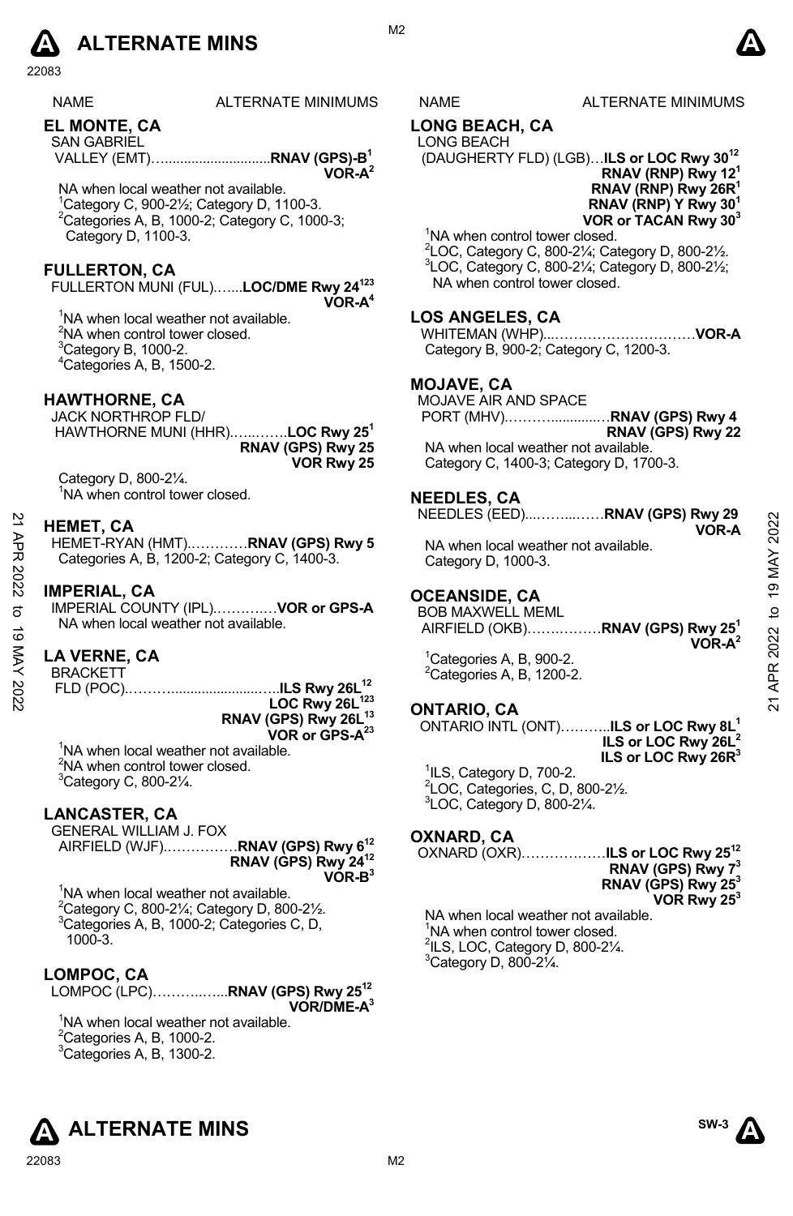# ALTERNATE MINS

| NAME | ALTERNATE MINIMUMS |
|---|---|

## EL MONTE, CA

SAN GABRIEL VALLEY (EMT)……..........................**RNAV (GPS)-B**[1]
**VOR-A**[2]

NA when local weather not available.
[1]Category C, 900-2½; Category D, 1100-3.
[2]Categories A, B, 1000-2; Category C, 1000-3; Category D, 1100-3.

## FULLERTON, CA

FULLERTON MUNI (FUL)…....**LOC/DME Rwy 24**[123]
**VOR-A**[4]

[1]NA when local weather not available.
[2]NA when control tower closed.
[3]Category B, 1000-2.
[4]Categories A, B, 1500-2.

## HAWTHORNE, CA

JACK NORTHROP FLD/ HAWTHORNE MUNI (HHR)…..……**LOC Rwy 25**[1]
**RNAV (GPS) Rwy 25**
**VOR Rwy 25**

Category D, 800-2¼.
[1]NA when control tower closed.

## HEMET, CA

HEMET-RYAN (HMT)…………**RNAV (GPS) Rwy 5**
Categories A, B, 1200-2; Category C, 1400-3.

## IMPERIAL, CA

IMPERIAL COUNTY (IPL)……….…**VOR or GPS-A**
NA when local weather not available.

## LA VERNE, CA

BRACKETT FLD (POC)……….......................…..**ILS Rwy 26L**[12]
**LOC Rwy 26L**[123]
**RNAV (GPS) Rwy 26L**[13]
**VOR or GPS-A**[23]

[1]NA when local weather not available.
[2]NA when control tower closed.
[3]Category C, 800-2¼.

## LANCASTER, CA

GENERAL WILLIAM J. FOX AIRFIELD (WJF)……………**RNAV (GPS) Rwy 6**[12]
**RNAV (GPS) Rwy 24**[12]
**VOR-B**[3]

[1]NA when local weather not available.
[2]Category C, 800-2¼; Category D, 800-2½.
[3]Categories A, B, 1000-2; Categories C, D, 1000-3.

## LOMPOC, CA

LOMPOC (LPC)………..…...**RNAV (GPS) Rwy 25**[12]
**VOR/DME-A**[3]

[1]NA when local weather not available.
[2]Categories A, B, 1000-2.
[3]Categories A, B, 1300-2.

## LONG BEACH, CA

LONG BEACH (DAUGHERTY FLD) (LGB)…**ILS or LOC Rwy 30**[12]
**RNAV (RNP) Rwy 12**[1]
**RNAV (RNP) Rwy 26R**[1]
**RNAV (RNP) Y Rwy 30**[1]
**VOR or TACAN Rwy 30**[3]

[1]NA when control tower closed.
[2]LOC, Category C, 800-2¼; Category D, 800-2½.
[3]LOC, Category C, 800-2¼; Category D, 800-2½; NA when control tower closed.

## LOS ANGELES, CA

WHITEMAN (WHP)...…………………………**VOR-A**
Category B, 900-2; Category C, 1200-3.

## MOJAVE, CA

MOJAVE AIR AND SPACE PORT (MHV).………............…**RNAV (GPS) Rwy 4**
**RNAV (GPS) Rwy 22**

NA when local weather not available.
Category C, 1400-3; Category D, 1700-3.

## NEEDLES, CA

NEEDLES (EED)....……....……**RNAV (GPS) Rwy 29**
**VOR-A**

NA when local weather not available.
Category D, 1000-3.

## OCEANSIDE, CA

BOB MAXWELL MEML AIRFIELD (OKB)……..………**RNAV (GPS) Rwy 25**[1]
**VOR-A**[2]

[1]Categories A, B, 900-2.
[2]Categories A, B, 1200-2.

## ONTARIO, CA

ONTARIO INTL (ONT)………..**ILS or LOC Rwy 8L**[1]
**ILS or LOC Rwy 26L**[2]
**ILS or LOC Rwy 26R**[3]

[1]ILS, Category D, 700-2.
[2]LOC, Categories, C, D, 800-2½.
[3]LOC, Category D, 800-2¼.

## OXNARD, CA

OXNARD (OXR)………………**ILS or LOC Rwy 25**[12]
**RNAV (GPS) Rwy 7**[3]
**RNAV (GPS) Rwy 25**[3]
**VOR Rwy 25**[3]

NA when local weather not available.
[1]NA when control tower closed.
[2]ILS, LOC, Category D, 800-2¼.
[3]Category D, 800-2¼.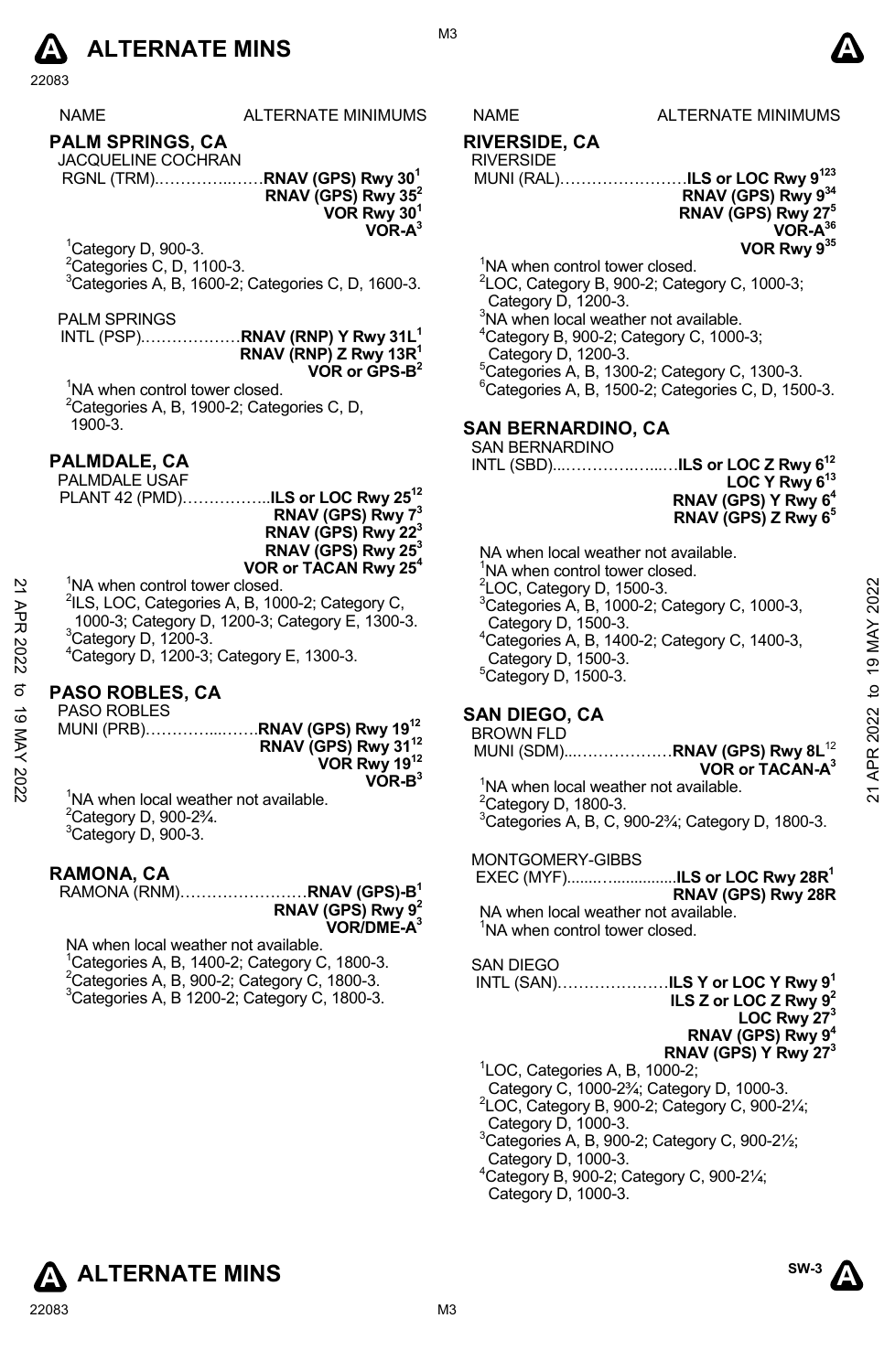| NAME | ALTERNATE MINIMUMS |
|---|---|
| | |

## PALM SPRINGS, CA

JACQUELINE COCHRAN
RGNL (TRM)……………**RNAV (GPS) Rwy 30**[1]
**RNAV (GPS) Rwy 35**[2]
**VOR Rwy 30**[1]
**VOR-A**[3]

[1]Category D, 900-3.
[2]Categories C, D, 1100-3.
[3]Categories A, B, 1600-2; Categories C, D, 1600-3.

PALM SPRINGS
INTL (PSP)………………**RNAV (RNP) Y Rwy 31L**[1]
**RNAV (RNP) Z Rwy 13R**[1]
**VOR or GPS-B**[2]

[1]NA when control tower closed.
[2]Categories A, B, 1900-2; Categories C, D, 1900-3.

## PALMDALE, CA

PALMDALE USAF
PLANT 42 (PMD)……………..**ILS or LOC Rwy 25**[12]
**RNAV (GPS) Rwy 7**[3]
**RNAV (GPS) Rwy 22**[3]
**RNAV (GPS) Rwy 25**[3]
**VOR or TACAN Rwy 25**[4]

[1]NA when control tower closed.
[2]ILS, LOC, Categories A, B, 1000-2; Category C, 1000-3; Category D, 1200-3; Category E, 1300-3.
[3]Category D, 1200-3.
[4]Category D, 1200-3; Category E, 1300-3.

## PASO ROBLES, CA

PASO ROBLES
MUNI (PRB)………………**RNAV (GPS) Rwy 19**[12]
**RNAV (GPS) Rwy 31**[12]
**VOR Rwy 19**[12]
**VOR-B**[3]

[1]NA when local weather not available.
[2]Category D, 900-2¾.
[3]Category D, 900-3.

## RAMONA, CA

RAMONA (RNM)……………………**RNAV (GPS)-B**[1]
**RNAV (GPS) Rwy 9**[2]
**VOR/DME-A**[3]

NA when local weather not available.
[1]Categories A, B, 1400-2; Category C, 1800-3.
[2]Categories A, B, 900-2; Category C, 1800-3.
[3]Categories A, B 1200-2; Category C, 1800-3.

## RIVERSIDE, CA

RIVERSIDE
MUNI (RAL)……………………**ILS or LOC Rwy 9**[123]
**RNAV (GPS) Rwy 9**[34]
**RNAV (GPS) Rwy 27**[5]
**VOR-A**[36]
**VOR Rwy 9**[35]

[1]NA when control tower closed.
[2]LOC, Category B, 900-2; Category C, 1000-3; Category D, 1200-3.
[3]NA when local weather not available.
[4]Category B, 900-2; Category C, 1000-3; Category D, 1200-3.
[5]Categories A, B, 1300-2; Category C, 1300-3.
[6]Categories A, B, 1500-2; Categories C, D, 1500-3.

## SAN BERNARDINO, CA

SAN BERNARDINO
INTL (SBD)……………………**ILS or LOC Z Rwy 6**[12]
**LOC Y Rwy 6**[13]
**RNAV (GPS) Y Rwy 6**[4]
**RNAV (GPS) Z Rwy 6**[5]

NA when local weather not available.
[1]NA when control tower closed.
[2]LOC, Category D, 1500-3.
[3]Categories A, B, 1000-2; Category C, 1000-3, Category D, 1500-3.
[4]Categories A, B, 1400-2; Category C, 1400-3, Category D, 1500-3.
[5]Category D, 1500-3.

## SAN DIEGO, CA

BROWN FLD
MUNI (SDM)…………………**RNAV (GPS) Rwy 8L**[12]
**VOR or TACAN-A**[3]

[1]NA when local weather not available.
[2]Category D, 1800-3.
[3]Categories A, B, C, 900-2¾; Category D, 1800-3.

MONTGOMERY-GIBBS
EXEC (MYF)…………………**ILS or LOC Rwy 28R**[1]
**RNAV (GPS) Rwy 28R**

NA when local weather not available.
[1]NA when control tower closed.

SAN DIEGO
INTL (SAN)…………………**ILS Y or LOC Y Rwy 9**[1]
**ILS Z or LOC Z Rwy 9**[2]
**LOC Rwy 27**[3]
**RNAV (GPS) Rwy 9**[4]
**RNAV (GPS) Y Rwy 27**[3]

[1]LOC, Categories A, B, 1000-2; Category C, 1000-2¾; Category D, 1000-3.
[2]LOC, Category B, 900-2; Category C, 900-2¼; Category D, 1000-3.
[3]Categories A, B, 900-2; Category C, 900-2½; Category D, 1000-3.
[4]Category B, 900-2; Category C, 900-2¼; Category D, 1000-3.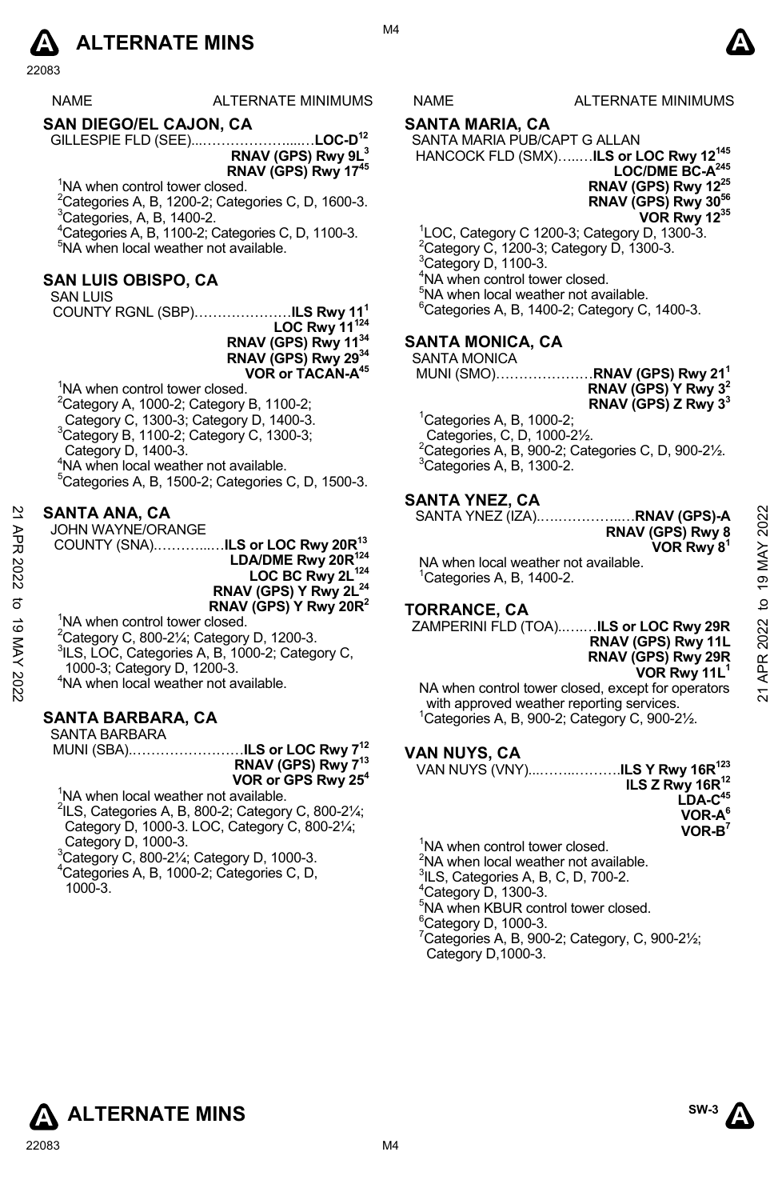# ALTERNATE MINS

| NAME | ALTERNATE MINIMUMS |
|---|---|

## SAN DIEGO/EL CAJON, CA

GILLESPIE FLD (SEE)....………………..….LOC-D[12]
**RNAV (GPS) Rwy 9L[3]**
**RNAV (GPS) Rwy 17[45]**

[1]NA when control tower closed.
[2]Categories A, B, 1200-2; Categories C, D, 1600-3.
[3]Categories, A, B, 1400-2.
[4]Categories A, B, 1100-2; Categories C, D, 1100-3.
[5]NA when local weather not available.

## SAN LUIS OBISPO, CA

SAN LUIS
COUNTY RGNL (SBP)…………………**ILS Rwy 11[1]**
**LOC Rwy 11[124]**
**RNAV (GPS) Rwy 11[34]**
**RNAV (GPS) Rwy 29[34]**
**VOR or TACAN-A[45]**

[1]NA when control tower closed.
[2]Category A, 1000-2; Category B, 1100-2; Category C, 1300-3; Category D, 1400-3.
[3]Category B, 1100-2; Category C, 1300-3; Category D, 1400-3.
[4]NA when local weather not available.
[5]Categories A, B, 1500-2; Categories C, D, 1500-3.

## SANTA ANA, CA

JOHN WAYNE/ORANGE
COUNTY (SNA).………...…**ILS or LOC Rwy 20R[13]**
**LDA/DME Rwy 20R[124]**
**LOC BC Rwy 2L[124]**
**RNAV (GPS) Y Rwy 2L[24]**
**RNAV (GPS) Y Rwy 20R[2]**

[1]NA when control tower closed.
[2]Category C, 800-2¼; Category D, 1200-3.
[3]ILS, LOC, Categories A, B, 1000-2; Category C, 1000-3; Category D, 1200-3.
[4]NA when local weather not available.

## SANTA BARBARA, CA

SANTA BARBARA
MUNI (SBA).……………………**ILS or LOC Rwy 7[12]**
**RNAV (GPS) Rwy 7[13]**
**VOR or GPS Rwy 25[4]**

[1]NA when local weather not available.
[2]ILS, Categories A, B, 800-2; Category C, 800-2¼; Category D, 1000-3. LOC, Category C, 800-2¼; Category D, 1000-3.
[3]Category C, 800-2¼; Category D, 1000-3.
[4]Categories A, B, 1000-2; Categories C, D, 1000-3.

## SANTA MARIA, CA

SANTA MARIA PUB/CAPT G ALLAN
HANCOCK FLD (SMX)…..…**ILS or LOC Rwy 12[145]**
**LOC/DME BC-A[245]**
**RNAV (GPS) Rwy 12[25]**
**RNAV (GPS) Rwy 30[56]**
**VOR Rwy 12[35]**

[1]LOC, Category C 1200-3; Category D, 1300-3.
[2]Category C, 1200-3; Category D, 1300-3.
[3]Category D, 1100-3.
[4]NA when control tower closed.
[5]NA when local weather not available.
[6]Categories A, B, 1400-2; Category C, 1400-3.

## SANTA MONICA, CA

SANTA MONICA
MUNI (SMO)…………………**RNAV (GPS) Rwy 21[1]**
**RNAV (GPS) Y Rwy 3[2]**
**RNAV (GPS) Z Rwy 3[3]**

[1]Categories A, B, 1000-2; Categories, C, D, 1000-2½.
[2]Categories A, B, 900-2; Categories C, D, 900-2½.
[3]Categories A, B, 1300-2.

## SANTA YNEZ, CA

SANTA YNEZ (IZA).….……….…..…**RNAV (GPS)-A**
**RNAV (GPS) Rwy 8**
**VOR Rwy 8[1]**

NA when local weather not available.
[1]Categories A, B, 1400-2.

## TORRANCE, CA

ZAMPERINI FLD (TOA)..…..…**ILS or LOC Rwy 29R**
**RNAV (GPS) Rwy 11L**
**RNAV (GPS) Rwy 29R**
**VOR Rwy 11L[1]**

NA when control tower closed, except for operators with approved weather reporting services.
[1]Categories A, B, 900-2; Category C, 900-2½.

## VAN NUYS, CA

VAN NUYS (VNY)....……..………**ILS Y Rwy 16R[123]**
**ILS Z Rwy 16R[12]**
**LDA-C[45]**
**VOR-A[6]**
**VOR-B[7]**

[1]NA when control tower closed.
[2]NA when local weather not available.
[3]ILS, Categories A, B, C, D, 700-2.
[4]Category D, 1300-3.
[5]NA when KBUR control tower closed.
[6]Category D, 1000-3.
[7]Categories A, B, 900-2; Category, C, 900-2½; Category D,1000-3.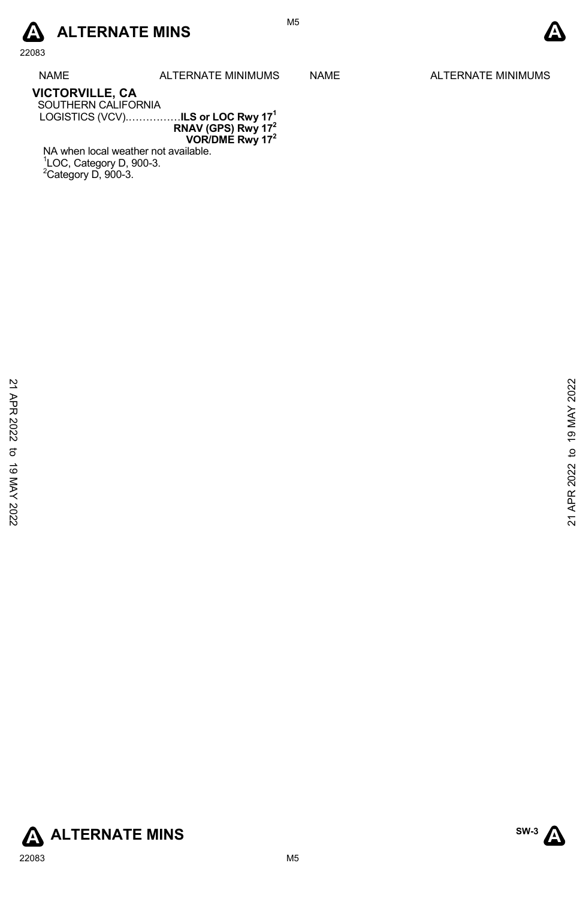# ALTERNATE MINS

| NAME | ALTERNATE MINIMUMS | NAME | ALTERNATE MINIMUMS |
|---|---|---|---|

**VICTORVILLE, CA**

SOUTHERN CALIFORNIA LOGISTICS (VCV)................**ILS or LOC Rwy 17**[1]
**RNAV (GPS) Rwy 17**[2]
**VOR/DME Rwy 17**[2]

NA when local weather not available.
[1]LOC, Category D, 900-3.
[2]Category D, 900-3.